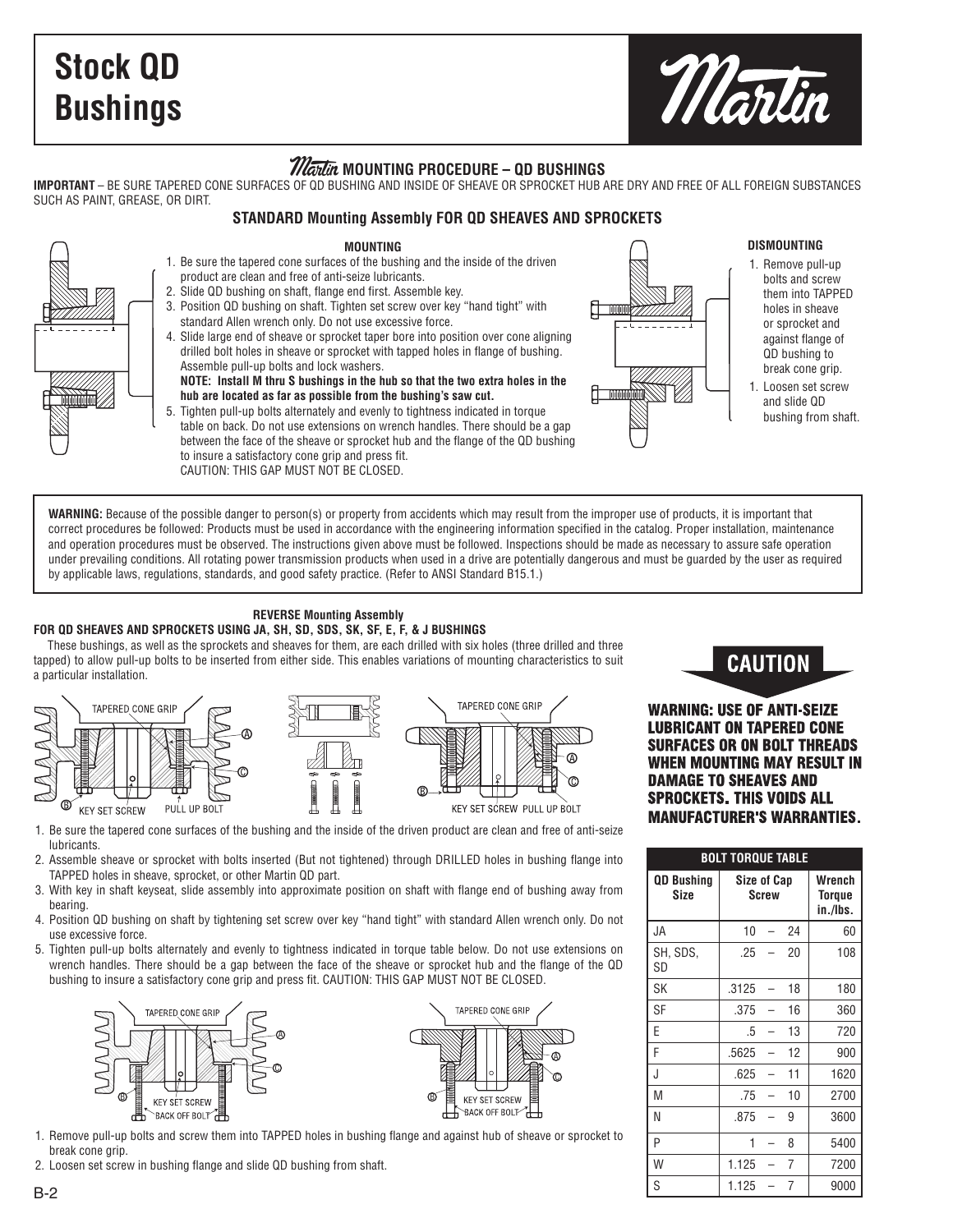# Stock QD Bushings

## Martin MOUNTING PROCEDURE – QD BUSHINGS

**IMPORTANT** – BE SURE TAPERED CONE SURFACES OF QD BUSHING AND INSIDE OF SHEAVE OR SPROCKET HUB ARE DRY AND FREE OF ALL FOREIGN SUBSTANCES SUCH AS PAINT, GREASE, OR DIRT.

### STANDARD Mounting Assembly FOR QD SHEAVES AND SPROCKETS

**MOUNTING**

1. Be sure the tapered cone surfaces of the bushing and the inside of the driven product are clean and free of anti-seize lubricants.
2. Slide QD bushing on shaft, flange end first. Assemble key.
3. Position QD bushing on shaft. Tighten set screw over key "hand tight" with standard Allen wrench only. Do not use excessive force.
4. Slide large end of sheave or sprocket taper bore into position over cone aligning drilled bolt holes in sheave or sprocket with tapped holes in flange of bushing. Assemble pull-up bolts and lock washers.
   **NOTE: Install M thru S bushings in the hub so that the two extra holes in the hub are located as far as possible from the bushing's saw cut.**
5. Tighten pull-up bolts alternately and evenly to tightness indicated in torque table on back. Do not use extensions on wrench handles. There should be a gap between the face of the sheave or sprocket hub and the flange of the QD bushing to insure a satisfactory cone grip and press fit.
   CAUTION: THIS GAP MUST NOT BE CLOSED.

**DISMOUNTING**

1. Remove pull-up bolts and screw them into TAPPED holes in sheave or sprocket and against flange of QD bushing to break cone grip.
1. Loosen set screw and slide QD bushing from shaft.

**WARNING:** Because of the possible danger to person(s) or property from accidents which may result from the improper use of products, it is important that correct procedures be followed: Products must be used in accordance with the engineering information specified in the catalog. Proper installation, maintenance and operation procedures must be observed. The instructions given above must be followed. Inspections should be made as necessary to assure safe operation under prevailing conditions. All rotating power transmission products when used in a drive are potentially dangerous and must be guarded by the user as required by applicable laws, regulations, standards, and good safety practice. (Refer to ANSI Standard B15.1.)

### REVERSE Mounting Assembly
### FOR QD SHEAVES AND SPROCKETS USING JA, SH, SD, SDS, SK, SF, E, F, & J BUSHINGS

These bushings, as well as the sprockets and sheaves for them, are each drilled with six holes (three drilled and three tapped) to allow pull-up bolts to be inserted from either side. This enables variations of mounting characteristics to suit a particular installation.

TAPERED CONE GRIP — A — C — B — KEY SET SCREW — PULL UP BOLT

1. Be sure the tapered cone surfaces of the bushing and the inside of the driven product are clean and free of anti-seize lubricants.
2. Assemble sheave or sprocket with bolts inserted (But not tightened) through DRILLED holes in bushing flange into TAPPED holes in sheave, sprocket, or other Martin QD part.
3. With key in shaft keyseat, slide assembly into approximate position on shaft with flange end of bushing away from bearing.
4. Position QD bushing on shaft by tightening set screw over key "hand tight" with standard Allen wrench only. Do not use excessive force.
5. Tighten pull-up bolts alternately and evenly to tightness indicated in torque table below. Do not use extensions on wrench handles. There should be a gap between the face of the sheave or sprocket hub and the flange of the QD bushing to insure a satisfactory cone grip and press fit. CAUTION: THIS GAP MUST NOT BE CLOSED.

TAPERED CONE GRIP — A — C — B — KEY SET SCREW — BACK OFF BOLT

1. Remove pull-up bolts and screw them into TAPPED holes in bushing flange and against hub of sheave or sprocket to break cone grip.
2. Loosen set screw in bushing flange and slide QD bushing from shaft.

**CAUTION**

**WARNING: USE OF ANTI-SEIZE LUBRICANT ON TAPERED CONE SURFACES OR ON BOLT THREADS WHEN MOUNTING MAY RESULT IN DAMAGE TO SHEAVES AND SPROCKETS. THIS VOIDS ALL MANUFACTURER'S WARRANTIES.**

**BOLT TORQUE TABLE**

| QD Bushing Size | Size of Cap Screw | Wrench Torque in./lbs. |
|---|---|---|
| JA | 10 – 24 | 60 |
| SH, SDS, SD | .25 – 20 | 108 |
| SK | .3125 – 18 | 180 |
| SF | .375 – 16 | 360 |
| E | .5 – 13 | 720 |
| F | .5625 – 12 | 900 |
| J | .625 – 11 | 1620 |
| M | .75 – 10 | 2700 |
| N | .875 – 9 | 3600 |
| P | 1 – 8 | 5400 |
| W | 1.125 – 7 | 7200 |
| S | 1.125 – 7 | 9000 |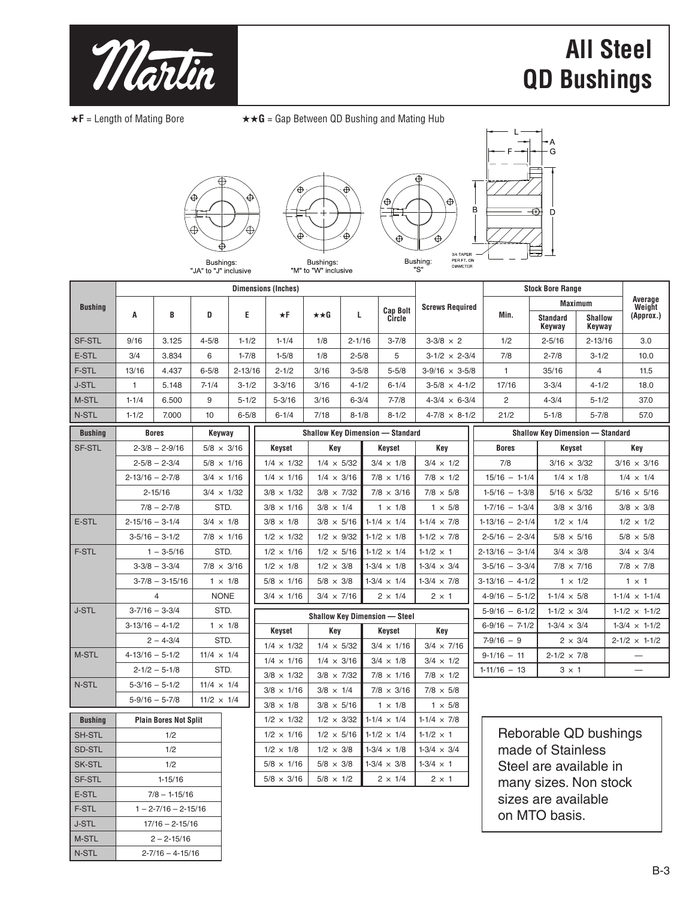# Martin

# All Steel QD Bushings

★F = Length of Mating Bore ★★G = Gap Between QD Bushing and Mating Hub

Bushings: "JA" to "J" inclusive

Bushings: "M" to "W" inclusive

Bushing: "S"

3/4 TAPER PER FT. ON DIAMETER

| Bushing | Dimensions (Inches) | | | | | | | | Screws Required | Stock Bore Range | | | Average Weight (Approx.) |
|---|---|---|---|---|---|---|---|---|---|---|---|---|---|
| | A | B | D | E | ★F | ★★G | L | Cap Bolt Circle | | Min. | Maximum Standard Keyway | Maximum Shallow Keyway | |
| SF-STL | 9/16 | 3.125 | 4-5/8 | 1-1/2 | 1-1/4 | 1/8 | 2-1/16 | 3-7/8 | 3-3/8 × 2 | 1/2 | 2-5/16 | 2-13/16 | 3.0 |
| E-STL | 3/4 | 3.834 | 6 | 1-7/8 | 1-5/8 | 1/8 | 2-5/8 | 5 | 3-1/2 × 2-3/4 | 7/8 | 2-7/8 | 3-1/2 | 10.0 |
| F-STL | 13/16 | 4.437 | 6-5/8 | 2-13/16 | 2-1/2 | 3/16 | 3-5/8 | 5-5/8 | 3-9/16 × 3-5/8 | 1 | 35/16 | 4 | 11.5 |
| J-STL | 1 | 5.148 | 7-1/4 | 3-1/2 | 3-3/16 | 3/16 | 4-1/2 | 6-1/4 | 3-5/8 × 4-1/2 | 17/16 | 3-3/4 | 4-1/2 | 18.0 |
| M-STL | 1-1/4 | 6.500 | 9 | 5-1/2 | 5-3/16 | 3/16 | 6-3/4 | 7-7/8 | 4-3/4 × 6-3/4 | 2 | 4-3/4 | 5-1/2 | 37.0 |
| N-STL | 1-1/2 | 7.000 | 10 | 6-5/8 | 6-1/4 | 7/18 | 8-1/8 | 8-1/2 | 4-7/8 × 8-1/2 | 21/2 | 5-1/8 | 5-7/8 | 57.0 |

| Bushing | Bores | Keyway |
|---|---|---|
| SF-STL | 2-3/8 – 2-9/16 | 5/8 × 3/16 |
| | 2-5/8 – 2-3/4 | 5/8 × 1/16 |
| | 2-13/16 – 2-7/8 | 3/4 × 1/16 |
| | 2-15/16 | 3/4 × 1/32 |
| | 7/8 – 2-7/8 | STD. |
| E-STL | 2-15/16 – 3-1/4 | 3/4 × 1/8 |
| | 3-5/16 – 3-1/2 | 7/8 × 1/16 |
| F-STL | 1 – 3-5/16 | STD. |
| | 3-3/8 – 3-3/4 | 7/8 × 3/16 |
| | 3-7/8 – 3-15/16 | 1 × 1/8 |
| | 4 | NONE |
| J-STL | 3-7/16 – 3-3/4 | STD. |
| | 3-13/16 – 4-1/2 | 1 × 1/8 |
| | 2 – 4-3/4 | STD. |
| M-STL | 4-13/16 – 5-1/2 | 11/4 × 1/4 |
| | 2-1/2 – 5-1/8 | STD. |
| N-STL | 5-3/16 – 5-1/2 | 11/4 × 1/4 |
| | 5-9/16 – 5-7/8 | 11/2 × 1/4 |

| Bushing | Plain Bores Not Split |
|---|---|
| SH-STL | 1/2 |
| SD-STL | 1/2 |
| SK-STL | 1/2 |
| SF-STL | 1-15/16 |
| E-STL | 7/8 – 1-15/16 |
| F-STL | 1 – 2-7/16 – 2-15/16 |
| J-STL | 17/16 – 2-15/16 |
| M-STL | 2 – 2-15/16 |
| N-STL | 2-7/16 – 4-15/16 |

**Shallow Key Dimension — Standard**

| Keyset | Key | Keyset | Key |
|---|---|---|---|
| 1/4 × 1/32 | 1/4 × 5/32 | 3/4 × 1/8 | 3/4 × 1/2 |
| 1/4 × 1/16 | 1/4 × 3/16 | 7/8 × 1/16 | 7/8 × 1/2 |
| 3/8 × 1/32 | 3/8 × 7/32 | 7/8 × 3/16 | 7/8 × 5/8 |
| 3/8 × 1/16 | 3/8 × 1/4 | 1 × 1/8 | 1 × 5/8 |
| 3/8 × 1/8 | 3/8 × 5/16 | 1-1/4 × 1/4 | 1-1/4 × 7/8 |
| 1/2 × 1/32 | 1/2 × 9/32 | 1-1/2 × 1/8 | 1-1/2 × 7/8 |
| 1/2 × 1/16 | 1/2 × 5/16 | 1-1/2 × 1/4 | 1-1/2 × 1 |
| 1/2 × 1/8 | 1/2 × 3/8 | 1-3/4 × 1/8 | 1-3/4 × 3/4 |
| 5/8 × 1/16 | 5/8 × 3/8 | 1-3/4 × 1/4 | 1-3/4 × 7/8 |
| 3/4 × 1/16 | 3/4 × 7/16 | 2 × 1/4 | 2 × 1 |

**Shallow Key Dimension — Steel**

| Keyset | Key | Keyset | Key |
|---|---|---|---|
| 1/4 × 1/32 | 1/4 × 5/32 | 3/4 × 1/16 | 3/4 × 7/16 |
| 1/4 × 1/16 | 1/4 × 3/16 | 3/4 × 1/8 | 3/4 × 1/2 |
| 3/8 × 1/32 | 3/8 × 7/32 | 7/8 × 1/16 | 7/8 × 1/2 |
| 3/8 × 1/16 | 3/8 × 1/4 | 7/8 × 3/16 | 7/8 × 5/8 |
| 3/8 × 1/8 | 3/8 × 5/16 | 1 × 1/8 | 1 × 5/8 |
| 1/2 × 1/32 | 1/2 × 3/32 | 1-1/4 × 1/4 | 1-1/4 × 7/8 |
| 1/2 × 1/16 | 1/2 × 5/16 | 1-1/2 × 1/4 | 1-1/2 × 1 |
| 1/2 × 1/8 | 1/2 × 3/8 | 1-3/4 × 1/8 | 1-3/4 × 3/4 |
| 5/8 × 1/16 | 5/8 × 3/8 | 1-3/4 × 3/8 | 1-3/4 × 1 |
| 5/8 × 3/16 | 5/8 × 1/2 | 2 × 1/4 | 2 × 1 |

**Shallow Key Dimension — Standard**

| Bores | Keyset | Key |
|---|---|---|
| 7/8 | 3/16 × 3/32 | 3/16 × 3/16 |
| 15/16 – 1-1/4 | 1/4 × 1/8 | 1/4 × 1/4 |
| 1-5/16 – 1-3/8 | 5/16 × 5/32 | 5/16 × 5/16 |
| 1-7/16 – 1-3/4 | 3/8 × 3/16 | 3/8 × 3/8 |
| 1-13/16 – 2-1/4 | 1/2 × 1/4 | 1/2 × 1/2 |
| 2-5/16 – 2-3/4 | 5/8 × 5/16 | 5/8 × 5/8 |
| 2-13/16 – 3-1/4 | 3/4 × 3/8 | 3/4 × 3/4 |
| 3-5/16 – 3-3/4 | 7/8 × 7/16 | 7/8 × 7/8 |
| 3-13/16 – 4-1/2 | 1 × 1/2 | 1 × 1 |
| 4-9/16 – 5-1/2 | 1-1/4 × 5/8 | 1-1/4 × 1-1/4 |
| 5-9/16 – 6-1/2 | 1-1/2 × 3/4 | 1-1/2 × 1-1/2 |
| 6-9/16 – 7-1/2 | 1-3/4 × 3/4 | 1-3/4 × 1-1/2 |
| 7-9/16 – 9 | 2 × 3/4 | 2-1/2 × 1-1/2 |
| 9-1/16 – 11 | 2-1/2 × 7/8 | — |
| 1-11/16 – 13 | 3 × 1 | — |

Reborable QD bushings made of Stainless Steel are available in many sizes. Non stock sizes are available on MTO basis.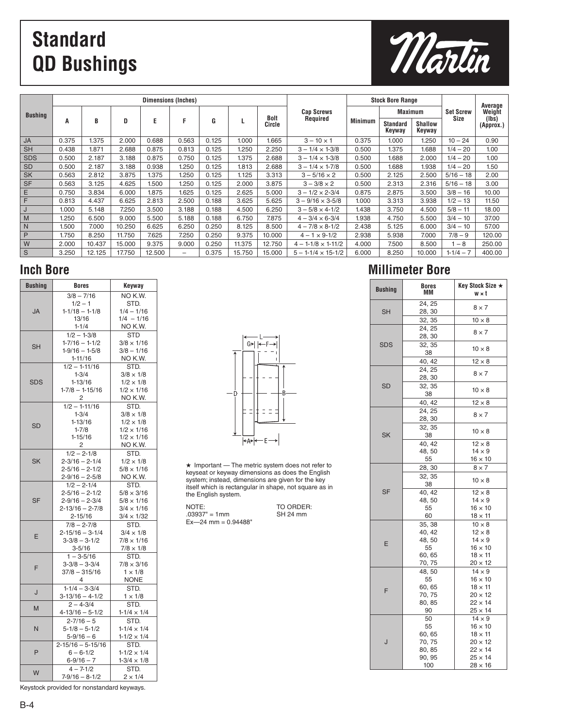# Standard QD Bushings

Martin

| Bushing | Dimensions (Inches) | | | | | | | | Cap Screws Required | Stock Bore Range | | | Set Screw Size | Average Weight (lbs) (Approx.) |
|---|---|---|---|---|---|---|---|---|---|---|---|---|---|---|
| | A | B | D | E | F | G | L | Bolt Circle | | Minimum | Maximum | | | |
| | | | | | | | | | | | Standard Keyway | Shallow Keyway | | |
| JA | 0.375 | 1.375 | 2.000 | 0.688 | 0.563 | 0.125 | 1.000 | 1.665 | 3 – 10 × 1 | 0.375 | 1.000 | 1.250 | 10 – 24 | 0.90 |
| SH | 0.438 | 1.871 | 2.688 | 0.875 | 0.813 | 0.125 | 1.250 | 2.250 | 3 – 1/4 × 1-3/8 | 0.500 | 1.375 | 1.688 | 1/4 – 20 | 1.00 |
| SDS | 0.500 | 2.187 | 3.188 | 0.875 | 0.750 | 0.125 | 1.375 | 2.688 | 3 – 1/4 × 1-3/8 | 0.500 | 1.688 | 2.000 | 1/4 – 20 | 1.00 |
| SD | 0.500 | 2.187 | 3.188 | 0.938 | 1.250 | 0.125 | 1.813 | 2.688 | 3 – 1/4 × 1-7/8 | 0.500 | 1.688 | 1.938 | 1/4 – 20 | 1.50 |
| SK | 0.563 | 2.812 | 3.875 | 1.375 | 1.250 | 0.125 | 1.125 | 3.313 | 3 – 5/16 × 2 | 0.500 | 2.125 | 2.500 | 5/16 – 18 | 2.00 |
| SF | 0.563 | 3.125 | 4.625 | 1.500 | 1.250 | 0.125 | 2.000 | 3.875 | 3 – 3/8 × 2 | 0.500 | 2.313 | 2.316 | 5/16 – 18 | 3.00 |
| E | 0.750 | 3.834 | 6.000 | 1.875 | 1.625 | 0.125 | 2.625 | 5.000 | 3 – 1/2 × 2-3/4 | 0.875 | 2.875 | 3.500 | 3/8 – 16 | 10.00 |
| F | 0.813 | 4.437 | 6.625 | 2.813 | 2.500 | 0.188 | 3.625 | 5.625 | 3 – 9/16 × 3-5/8 | 1.000 | 3.313 | 3.938 | 1/2 – 13 | 11.50 |
| J | 1.000 | 5.148 | 7.250 | 3.500 | 3.188 | 0.188 | 4.500 | 6.250 | 3 – 5/8 × 4-1/2 | 1.438 | 3.750 | 4.500 | 5/8 – 11 | 18.00 |
| M | 1.250 | 6.500 | 9.000 | 5.500 | 5.188 | 0.188 | 6.750 | 7.875 | 4 – 3/4 × 6-3/4 | 1.938 | 4.750 | 5.500 | 3/4 – 10 | 37.00 |
| N | 1.500 | 7.000 | 10.250 | 6.625 | 6.250 | 0.250 | 8.125 | 8.500 | 4 – 7/8 × 8-1/2 | 2.438 | 5.125 | 6.000 | 3/4 – 10 | 57.00 |
| P | 1.750 | 8.250 | 11.750 | 7.625 | 7.250 | 0.250 | 9.375 | 10.000 | 4 – 1 × 9-1/2 | 2.938 | 5.938 | 7.000 | 7/8 – 9 | 120.00 |
| W | 2.000 | 10.437 | 15.000 | 9.375 | 9.000 | 0.250 | 11.375 | 12.750 | 4 – 1-1/8 × 1-11/2 | 4.000 | 7.500 | 8.500 | 1 – 8 | 250.00 |
| S | 3.250 | 12.125 | 17.750 | 12.500 | – | 0.375 | 15.750 | 15.000 | 5 – 1-1/4 × 15-1/2 | 6.000 | 8.250 | 10.000 | 1-1/4 – 7 | 400.00 |

## Inch Bore

| Bushing | Bores | Keyway |
|---|---|---|
| JA | 3/8 – 7/16 | NO K.W. |
| | 1/2 – 1 | STD. |
| | 1-1/18 – 1-1/8 | 1/4 – 1/16 |
| | 13/16 | 1/4 – 1/16 |
| | 1-1/4 | NO K.W. |
| SH | 1/2 – 1-3/8 | STD |
| | 1-7/16 – 1-1/2 | 3/8 × 1/16 |
| | 1-9/16 – 1-5/8 | 3/8 – 1/16 |
| | 1-11/16 | NO K.W. |
| SDS | 1/2 – 1-11/16 | STD. |
| | 1-3/4 | 3/8 × 1/8 |
| | 1-13/16 | 1/2 × 1/8 |
| | 1-7/8 – 1-15/16 | 1/2 × 1/16 |
| | 2 | NO K.W. |
| SD | 1/2 – 1-11/16 | STD. |
| | 1-3/4 | 3/8 × 1/8 |
| | 1-13/16 | 1/2 × 1/8 |
| | 1-7/8 | 1/2 × 1/16 |
| | 1-15/16 | 1/2 × 1/16 |
| | 2 | NO K.W. |
| SK | 1/2 – 2-1/8 | STD. |
| | 2-3/16 – 2-1/4 | 1/2 × 1/8 |
| | 2-5/16 – 2-1/2 | 5/8 × 1/16 |
| | 2-9/16 – 2-5/8 | NO K.W. |
| SF | 1/2 – 2-1/4 | STD. |
| | 2-5/16 – 2-1/2 | 5/8 × 3/16 |
| | 2-9/16 – 2-3/4 | 5/8 × 1/16 |
| | 2-13/16 – 2-7/8 | 3/4 × 1/16 |
| | 2-15/16 | 3/4 × 1/32 |
| E | 7/8 – 2-7/8 | STD. |
| | 2-15/16 – 3-1/4 | 3/4 × 1/8 |
| | 3-3/8 – 3-1/2 | 7/8 × 1/16 |
| | 3-5/16 | 7/8 × 1/8 |
| F | 1 – 3-5/16 | STD. |
| | 3-3/8 – 3-3/4 | 7/8 × 3/16 |
| | 37/8 – 315/16 | 1 × 1/8 |
| | 4 | NONE |
| J | 1-1/4 – 3-3/4 | STD. |
| | 3-13/16 – 4-1/2 | 1 × 1/8 |
| M | 2 – 4-3/4 | STD. |
| | 4-13/16 – 5-1/2 | 1-1/4 × 1/4 |
| N | 2-7/16 – 5 | STD. |
| | 5-1/8 – 5-1/2 | 1-1/4 × 1/4 |
| | 5-9/16 – 6 | 1-1/2 × 1/4 |
| P | 2-15/16 – 5-15/16 | STD. |
| | 6 – 6-1/2 | 1-1/2 × 1/4 |
| | 6-9/16 – 7 | 1-3/4 × 1/8 |
| W | 4 – 7-1/2 | STD. |
| | 7-9/16 – 8-1/2 | 2 × 1/4 |

Keystock provided for nonstandard keyways.

★ Important — The metric system does not refer to keyseat or keyway dimensions as does the English system; instead, dimensions are given for the key itself which is rectangular in shape, not square as in the English system.

NOTE:
.03937" = 1mm
Ex—24 mm = 0.94488"

TO ORDER:
SH 24 mm

## Millimeter Bore

| Bushing | Bores MM | Key Stock Size ★ w × t |
|---|---|---|
| SH | 24, 25, 28, 30 | 8 × 7 |
| | 32, 35 | 10 × 8 |
| SDS | 24, 25, 28, 30 | 8 × 7 |
| | 32, 35, 38 | 10 × 8 |
| | 40, 42 | 12 × 8 |
| SD | 24, 25, 28, 30 | 8 × 7 |
| | 32, 35, 38 | 10 × 8 |
| | 40, 42 | 12 × 8 |
| SK | 24, 25, 28, 30 | 8 × 7 |
| | 32, 35, 38 | 10 × 8 |
| | 40, 42 | 12 × 8 |
| | 48, 50 | 14 × 9 |
| | 55 | 16 × 10 |
| SF | 28, 30 | 8 × 7 |
| | 32, 35, 38 | 10 × 8 |
| | 40, 42 | 12 × 8 |
| | 48, 50 | 14 × 9 |
| | 55 | 16 × 10 |
| | 60 | 18 × 11 |
| E | 35, 38 | 10 × 8 |
| | 40, 42 | 12 × 8 |
| | 48, 50 | 14 × 9 |
| | 55 | 16 × 10 |
| | 60, 65 | 18 × 11 |
| | 70, 75 | 20 × 12 |
| F | 48, 50 | 14 × 9 |
| | 55 | 16 × 10 |
| | 60, 65 | 18 × 11 |
| | 70, 75 | 20 × 12 |
| | 80, 85 | 22 × 14 |
| | 90 | 25 × 14 |
| J | 50 | 14 × 9 |
| | 55 | 16 × 10 |
| | 60, 65 | 18 × 11 |
| | 70, 75 | 20 × 12 |
| | 80, 85 | 22 × 14 |
| | 90, 95 | 25 × 14 |
| | 100 | 28 × 16 |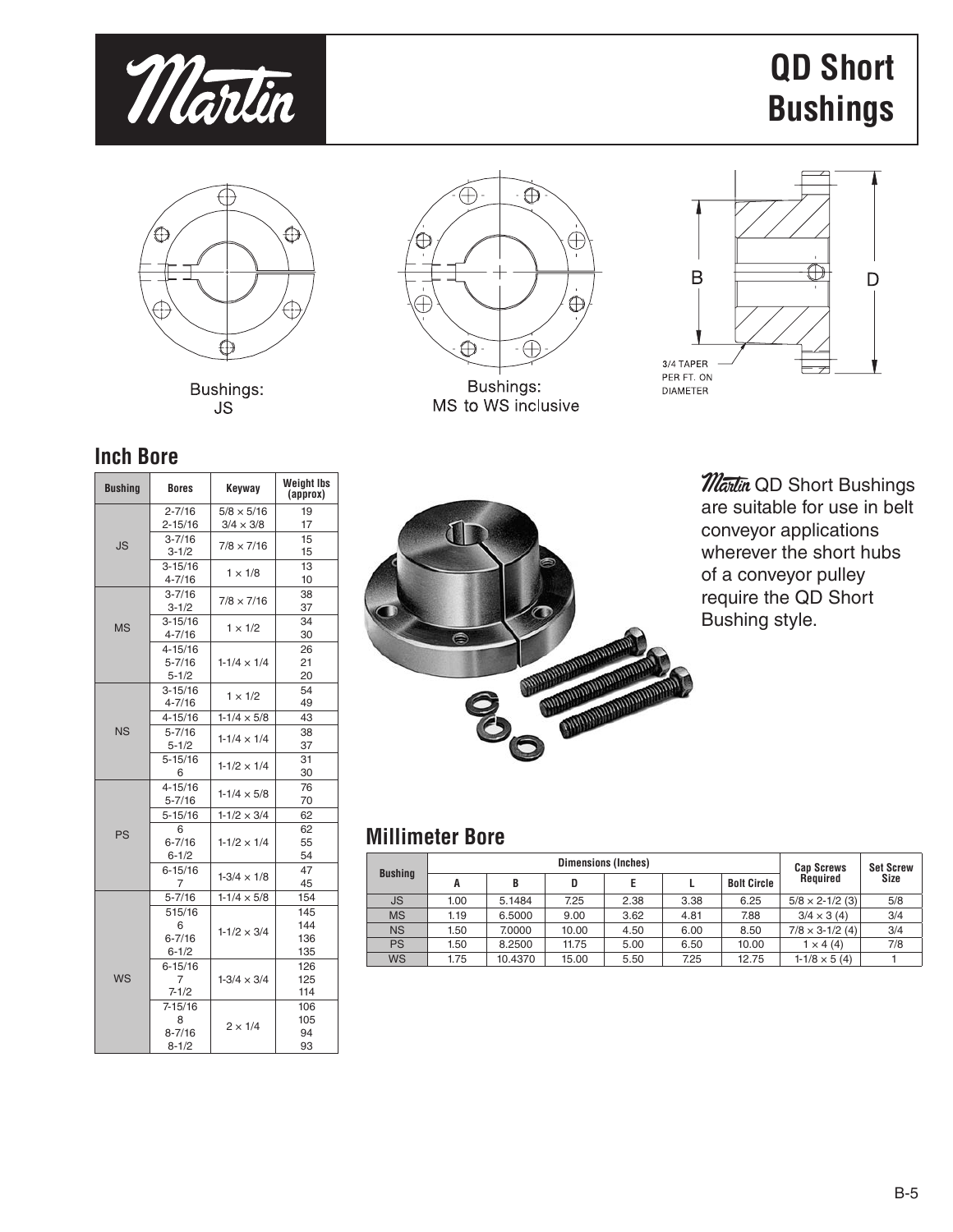# QD Short Bushings

Bushings: JS

Bushings: MS to WS inclusive

B

D

3/4 TAPER PER FT. ON DIAMETER

## Inch Bore

| Bushing | Bores | Keyway | Weight lbs (approx) |
|---|---|---|---|
| JS | 2-7/16 | 5/8 × 5/16 | 19 |
| | 2-15/16 | 3/4 × 3/8 | 17 |
| | 3-7/16 | 7/8 × 7/16 | 15 |
| | 3-1/2 | | 15 |
| | 3-15/16 | 1 × 1/8 | 13 |
| | 4-7/16 | | 10 |
| MS | 3-7/16 | 7/8 × 7/16 | 38 |
| | 3-1/2 | | 37 |
| | 3-15/16 | 1 × 1/2 | 34 |
| | 4-7/16 | | 30 |
| | 4-15/16 | 1-1/4 × 1/4 | 26 |
| | 5-7/16 | | 21 |
| | 5-1/2 | | 20 |
| NS | 3-15/16 | 1 × 1/2 | 54 |
| | 4-7/16 | | 49 |
| | 4-15/16 | 1-1/4 × 5/8 | 43 |
| | 5-7/16 | 1-1/4 × 1/4 | 38 |
| | 5-1/2 | | 37 |
| | 5-15/16 | 1-1/2 × 1/4 | 31 |
| | 6 | | 30 |
| PS | 4-15/16 | 1-1/4 × 5/8 | 76 |
| | 5-7/16 | | 70 |
| | 5-15/16 | 1-1/2 × 3/4 | 62 |
| | 6 | 1-1/2 × 1/4 | 62 |
| | 6-7/16 | | 55 |
| | 6-1/2 | | 54 |
| | 6-15/16 | 1-3/4 × 1/8 | 47 |
| | 7 | | 45 |
| WS | 5-7/16 | 1-1/4 × 5/8 | 154 |
| | 515/16 | 1-1/2 × 3/4 | 145 |
| | 6 | | 144 |
| | 6-7/16 | | 136 |
| | 6-1/2 | | 135 |
| | 6-15/16 | 1-3/4 × 3/4 | 126 |
| | 7 | | 125 |
| | 7-1/2 | | 114 |
| | 7-15/16 | 2 × 1/4 | 106 |
| | 8 | | 105 |
| | 8-7/16 | | 94 |
| | 8-1/2 | | 93 |

*Martin* QD Short Bushings are suitable for use in belt conveyor applications wherever the short hubs of a conveyor pulley require the QD Short Bushing style.

## Millimeter Bore

| Bushing | Dimensions (Inches) | | | | | | Cap Screws Required | Set Screw Size |
|---|---|---|---|---|---|---|---|---|
| | A | B | D | E | L | Bolt Circle | | |
| JS | 1.00 | 5.1484 | 7.25 | 2.38 | 3.38 | 6.25 | 5/8 × 2-1/2 (3) | 5/8 |
| MS | 1.19 | 6.5000 | 9.00 | 3.62 | 4.81 | 7.88 | 3/4 × 3 (4) | 3/4 |
| NS | 1.50 | 7.0000 | 10.00 | 4.50 | 6.00 | 8.50 | 7/8 × 3-1/2 (4) | 3/4 |
| PS | 1.50 | 8.2500 | 11.75 | 5.00 | 6.50 | 10.00 | 1 × 4 (4) | 7/8 |
| WS | 1.75 | 10.4370 | 15.00 | 5.50 | 7.25 | 12.75 | 1-1/8 × 5 (4) | 1 |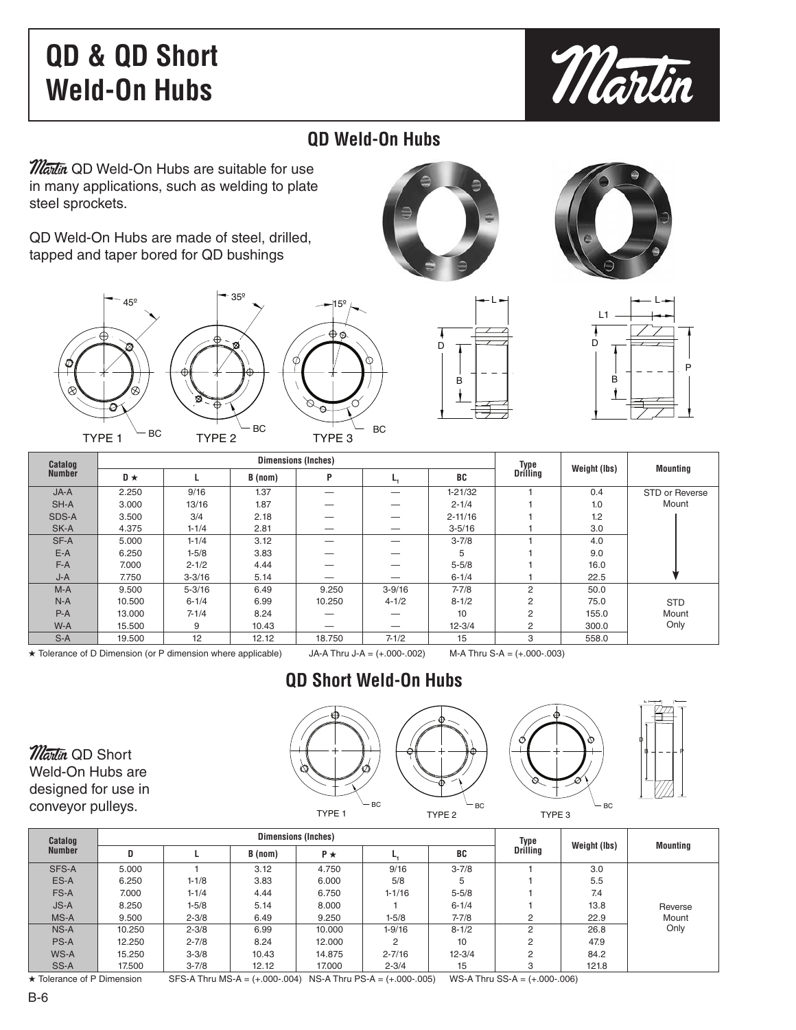# QD & QD Short Weld-On Hubs

Martin

## QD Weld-On Hubs

Martin QD Weld-On Hubs are suitable for use in many applications, such as welding to plate steel sprockets.

QD Weld-On Hubs are made of steel, drilled, tapped and taper bored for QD bushings

45º
35º
15º
TYPE 1
BC
TYPE 2
BC
TYPE 3
BC
L
L1
D
B
P

| Catalog Number | Dimensions (Inches) | | | | | | Type Drilling | Weight (lbs) | Mounting |
|---|---|---|---|---|---|---|---|---|---|
| | D ★ | L | B (nom) | P | $L_1$ | BC | | | |
| JA-A | 2.250 | 9/16 | 1.37 | — | — | 1-21/32 | 1 | 0.4 | STD or Reverse Mount |
| SH-A | 3.000 | 13/16 | 1.87 | — | — | 2-1/4 | 1 | 1.0 | |
| SDS-A | 3.500 | 3/4 | 2.18 | — | — | 2-11/16 | 1 | 1.2 | |
| SK-A | 4.375 | 1-1/4 | 2.81 | — | — | 3-5/16 | 1 | 3.0 | |
| SF-A | 5.000 | 1-1/4 | 3.12 | — | — | 3-7/8 | 1 | 4.0 | |
| E-A | 6.250 | 1-5/8 | 3.83 | — | — | 5 | 1 | 9.0 | |
| F-A | 7.000 | 2-1/2 | 4.44 | — | — | 5-5/8 | 1 | 16.0 | |
| J-A | 7.750 | 3-3/16 | 5.14 | — | — | 6-1/4 | 1 | 22.5 | |
| M-A | 9.500 | 5-3/16 | 6.49 | 9.250 | 3-9/16 | 7-7/8 | 2 | 50.0 | STD Mount Only |
| N-A | 10.500 | 6-1/4 | 6.99 | 10.250 | 4-1/2 | 8-1/2 | 2 | 75.0 | |
| P-A | 13.000 | 7-1/4 | 8.24 | — | — | 10 | 2 | 155.0 | |
| W-A | 15.500 | 9 | 10.43 | — | — | 12-3/4 | 2 | 300.0 | |
| S-A | 19.500 | 12 | 12.12 | 18.750 | 7-1/2 | 15 | 3 | 558.0 | |

★ Tolerance of D Dimension (or P dimension where applicable) JA-A Thru J-A = (+.000-.002) M-A Thru S-A = (+.000-.003)

## QD Short Weld-On Hubs

Martin QD Short Weld-On Hubs are designed for use in conveyor pulleys.

TYPE 1
BC
TYPE 2
BC
TYPE 3
BC

| Catalog Number | Dimensions (Inches) | | | | | | Type Drilling | Weight (lbs) | Mounting |
|---|---|---|---|---|---|---|---|---|---|
| | D | L | B (nom) | P ★ | $L_1$ | BC | | | |
| SFS-A | 5.000 | 1 | 3.12 | 4.750 | 9/16 | 3-7/8 | 1 | 3.0 | Reverse Mount Only |
| ES-A | 6.250 | 1-1/8 | 3.83 | 6.000 | 5/8 | 5 | 1 | 5.5 | |
| FS-A | 7.000 | 1-1/4 | 4.44 | 6.750 | 1-1/16 | 5-5/8 | 1 | 7.4 | |
| JS-A | 8.250 | 1-5/8 | 5.14 | 8.000 | 1 | 6-1/4 | 1 | 13.8 | |
| MS-A | 9.500 | 2-3/8 | 6.49 | 9.250 | 1-5/8 | 7-7/8 | 2 | 22.9 | |
| NS-A | 10.250 | 2-3/8 | 6.99 | 10.000 | 1-9/16 | 8-1/2 | 2 | 26.8 | |
| PS-A | 12.250 | 2-7/8 | 8.24 | 12.000 | 2 | 10 | 2 | 47.9 | |
| WS-A | 15.250 | 3-3/8 | 10.43 | 14.875 | 2-7/16 | 12-3/4 | 2 | 84.2 | |
| SS-A | 17.500 | 3-7/8 | 12.12 | 17.000 | 2-3/4 | 15 | 3 | 121.8 | |

★ Tolerance of P Dimension SFS-A Thru MS-A = (+.000-.004) NS-A Thru PS-A = (+.000-.005) WS-A Thru SS-A = (+.000-.006)